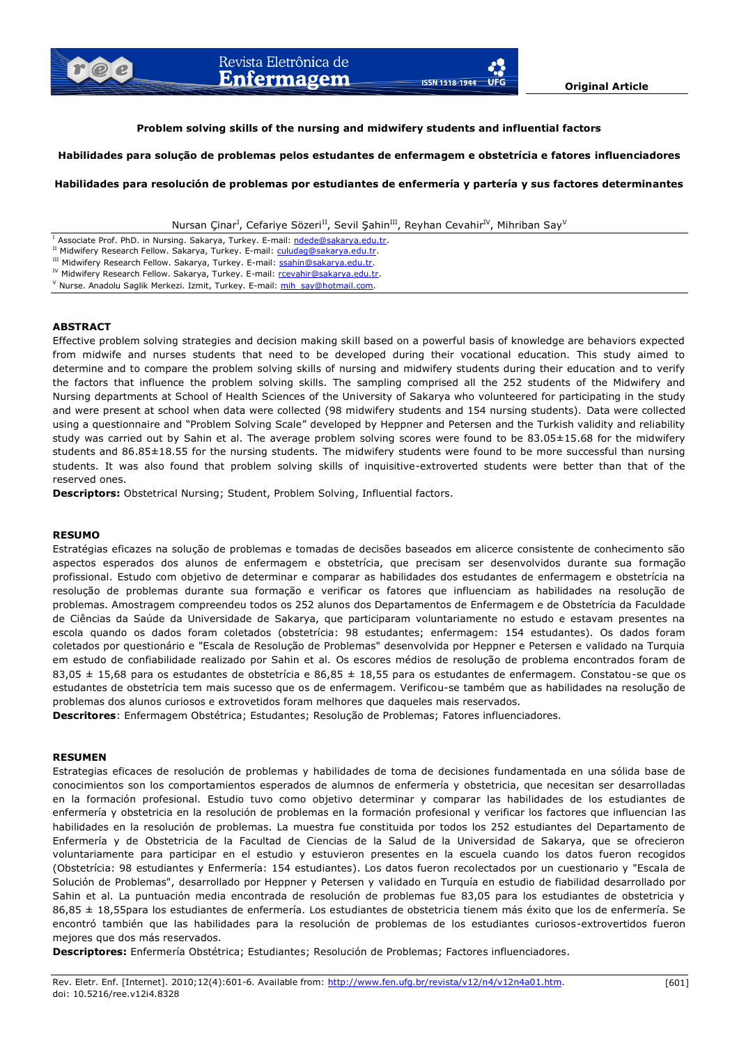Original Article

# Problem solving skills of the nursing and midwifery students and influential factors

## Habilidades para solução de problemas pelos estudantes de enfermagem e obstetrícia e fatores influenciadores

## Habilidades para resolución de problemas por estudiantes de enfermería y partería y sus factores determinantes

Nursan Çinar[I], Cefariye Sözeri[II], Sevil Şahin[III], Reyhan Cevahir[IV], Mihriban Say[V]

[I] Associate Prof. PhD. in Nursing. Sakarya, Turkey. E-mail: ndede@sakarya.edu.tr.
[II] Midwifery Research Fellow. Sakarya, Turkey. E-mail: culudag@sakarya.edu.tr.
[III] Midwifery Research Fellow. Sakarya, Turkey. E-mail: ssahin@sakarya.edu.tr.
[IV] Midwifery Research Fellow. Sakarya, Turkey. E-mail: rcevahir@sakarya.edu.tr.
[V] Nurse. Anadolu Saglik Merkezi. Izmit, Turkey. E-mail: mih_say@hotmail.com.

### ABSTRACT

Effective problem solving strategies and decision making skill based on a powerful basis of knowledge are behaviors expected from midwife and nurses students that need to be developed during their vocational education. This study aimed to determine and to compare the problem solving skills of nursing and midwifery students during their education and to verify the factors that influence the problem solving skills. The sampling comprised all the 252 students of the Midwifery and Nursing departments at School of Health Sciences of the University of Sakarya who volunteered for participating in the study and were present at school when data were collected (98 midwifery students and 154 nursing students). Data were collected using a questionnaire and "Problem Solving Scale" developed by Heppner and Petersen and the Turkish validity and reliability study was carried out by Sahin et al. The average problem solving scores were found to be 83.05±15.68 for the midwifery students and 86.85±18.55 for the nursing students. The midwifery students were found to be more successful than nursing students. It was also found that problem solving skills of inquisitive-extroverted students were better than that of the reserved ones.

**Descriptors:** Obstetrical Nursing; Student, Problem Solving, Influential factors.

### RESUMO

Estratégias eficazes na solução de problemas e tomadas de decisões baseados em alicerce consistente de conhecimento são aspectos esperados dos alunos de enfermagem e obstetrícia, que precisam ser desenvolvidos durante sua formação profissional. Estudo com objetivo de determinar e comparar as habilidades dos estudantes de enfermagem e obstetrícia na resolução de problemas durante sua formação e verificar os fatores que influenciam as habilidades na resolução de problemas. Amostragem compreendeu todos os 252 alunos dos Departamentos de Enfermagem e de Obstetrícia da Faculdade de Ciências da Saúde da Universidade de Sakarya, que participaram voluntariamente no estudo e estavam presentes na escola quando os dados foram coletados (obstetrícia: 98 estudantes; enfermagem: 154 estudantes). Os dados foram coletados por questionário e "Escala de Resolução de Problemas" desenvolvida por Heppner e Petersen e validado na Turquia em estudo de confiabilidade realizado por Sahin et al. Os escores médios de resolução de problema encontrados foram de 83,05 ± 15,68 para os estudantes de obstetrícia e 86,85 ± 18,55 para os estudantes de enfermagem. Constatou-se que os estudantes de obstetrícia tem mais sucesso que os de enfermagem. Verificou-se também que as habilidades na resolução de problemas dos alunos curiosos e extrovetidos foram melhores que daqueles mais reservados.

**Descritores**: Enfermagem Obstétrica; Estudantes; Resolução de Problemas; Fatores influenciadores.

### RESUMEN

Estrategias eficaces de resolución de problemas y habilidades de toma de decisiones fundamentada en una sólida base de conocimientos son los comportamientos esperados de alumnos de enfermería y obstetricia, que necesitan ser desarrolladas en la formación profesional. Estudio tuvo como objetivo determinar y comparar las habilidades de los estudiantes de enfermería y obstetricia en la resolución de problemas en la formación profesional y verificar los factores que influencian las habilidades en la resolución de problemas. La muestra fue constituida por todos los 252 estudiantes del Departamento de Enfermería y de Obstetricia de la Facultad de Ciencias de la Salud de la Universidad de Sakarya, que se ofrecieron voluntariamente para participar en el estudio y estuvieron presentes en la escuela cuando los datos fueron recogidos (Obstetrícia: 98 estudiantes y Enfermería: 154 estudiantes). Los datos fueron recolectados por un cuestionario y "Escala de Solución de Problemas", desarrollado por Heppner y Petersen y validado en Turquía en estudio de fiabilidad desarrollado por Sahin et al. La puntuación media encontrada de resolución de problemas fue 83,05 para los estudiantes de obstetricia y 86,85 ± 18,55para los estudiantes de enfermería. Los estudiantes de obstetricia tienem más éxito que los de enfermería. Se encontró también que las habilidades para la resolución de problemas de los estudiantes curiosos-extrovertidos fueron mejores que dos más reservados.

**Descriptores:** Enfermería Obstétrica; Estudiantes; Resolución de Problemas; Factores influenciadores.

Rev. Eletr. Enf. [Internet]. 2010;12(4):601-6. Available from: http://www.fen.ufg.br/revista/v12/n4/v12n4a01.htm.
doi: 10.5216/ree.v12i4.8328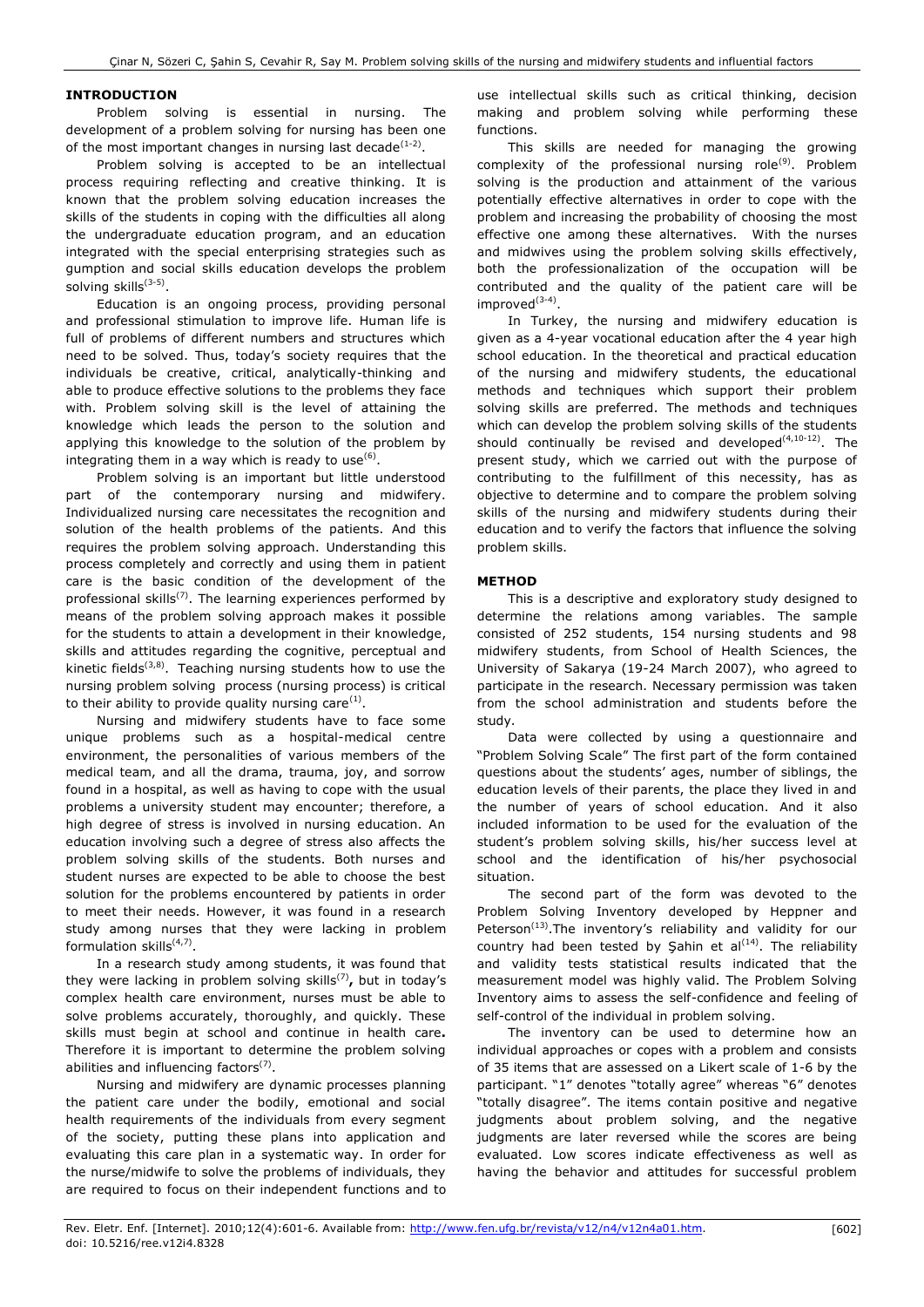## INTRODUCTION

Problem solving is essential in nursing. The development of a problem solving for nursing has been one of the most important changes in nursing last decade[1-2].

Problem solving is accepted to be an intellectual process requiring reflecting and creative thinking. It is known that the problem solving education increases the skills of the students in coping with the difficulties all along the undergraduate education program, and an education integrated with the special enterprising strategies such as gumption and social skills education develops the problem solving skills[3-5].

Education is an ongoing process, providing personal and professional stimulation to improve life. Human life is full of problems of different numbers and structures which need to be solved. Thus, today's society requires that the individuals be creative, critical, analytically-thinking and able to produce effective solutions to the problems they face with. Problem solving skill is the level of attaining the knowledge which leads the person to the solution and applying this knowledge to the solution of the problem by integrating them in a way which is ready to use[6].

Problem solving is an important but little understood part of the contemporary nursing and midwifery. Individualized nursing care necessitates the recognition and solution of the health problems of the patients. And this requires the problem solving approach. Understanding this process completely and correctly and using them in patient care is the basic condition of the development of the professional skills[7]. The learning experiences performed by means of the problem solving approach makes it possible for the students to attain a development in their knowledge, skills and attitudes regarding the cognitive, perceptual and kinetic fields[3,8]. Teaching nursing students how to use the nursing problem solving process (nursing process) is critical to their ability to provide quality nursing care[1].

Nursing and midwifery students have to face some unique problems such as a hospital-medical centre environment, the personalities of various members of the medical team, and all the drama, trauma, joy, and sorrow found in a hospital, as well as having to cope with the usual problems a university student may encounter; therefore, a high degree of stress is involved in nursing education. An education involving such a degree of stress also affects the problem solving skills of the students. Both nurses and student nurses are expected to be able to choose the best solution for the problems encountered by patients in order to meet their needs. However, it was found in a research study among nurses that they were lacking in problem formulation skills[4,7].

In a research study among students, it was found that they were lacking in problem solving skills[7], but in today's complex health care environment, nurses must be able to solve problems accurately, thoroughly, and quickly. These skills must begin at school and continue in health care**.** Therefore it is important to determine the problem solving abilities and influencing factors[7].

Nursing and midwifery are dynamic processes planning the patient care under the bodily, emotional and social health requirements of the individuals from every segment of the society, putting these plans into application and evaluating this care plan in a systematic way. In order for the nurse/midwife to solve the problems of individuals, they are required to focus on their independent functions and to use intellectual skills such as critical thinking, decision making and problem solving while performing these functions.

This skills are needed for managing the growing complexity of the professional nursing role[9]. Problem solving is the production and attainment of the various potentially effective alternatives in order to cope with the problem and increasing the probability of choosing the most effective one among these alternatives. With the nurses and midwives using the problem solving skills effectively, both the professionalization of the occupation will be contributed and the quality of the patient care will be improved[3-4].

In Turkey, the nursing and midwifery education is given as a 4-year vocational education after the 4 year high school education. In the theoretical and practical education of the nursing and midwifery students, the educational methods and techniques which support their problem solving skills are preferred. The methods and techniques which can develop the problem solving skills of the students should continually be revised and developed[4,10-12]. The present study, which we carried out with the purpose of contributing to the fulfillment of this necessity, has as objective to determine and to compare the problem solving skills of the nursing and midwifery students during their education and to verify the factors that influence the solving problem skills.

## METHOD

This is a descriptive and exploratory study designed to determine the relations among variables. The sample consisted of 252 students, 154 nursing students and 98 midwifery students, from School of Health Sciences, the University of Sakarya (19-24 March 2007), who agreed to participate in the research. Necessary permission was taken from the school administration and students before the study.

Data were collected by using a questionnaire and "Problem Solving Scale" The first part of the form contained questions about the students' ages, number of siblings, the education levels of their parents, the place they lived in and the number of years of school education. And it also included information to be used for the evaluation of the student's problem solving skills, his/her success level at school and the identification of his/her psychosocial situation.

The second part of the form was devoted to the Problem Solving Inventory developed by Heppner and Peterson[13].The inventory's reliability and validity for our country had been tested by Şahin et al[14]. The reliability and validity tests statistical results indicated that the measurement model was highly valid. The Problem Solving Inventory aims to assess the self-confidence and feeling of self-control of the individual in problem solving.

The inventory can be used to determine how an individual approaches or copes with a problem and consists of 35 items that are assessed on a Likert scale of 1-6 by the participant. "1" denotes "totally agree" whereas "6" denotes "totally disagree". The items contain positive and negative judgments about problem solving, and the negative judgments are later reversed while the scores are being evaluated. Low scores indicate effectiveness as well as having the behavior and attitudes for successful problem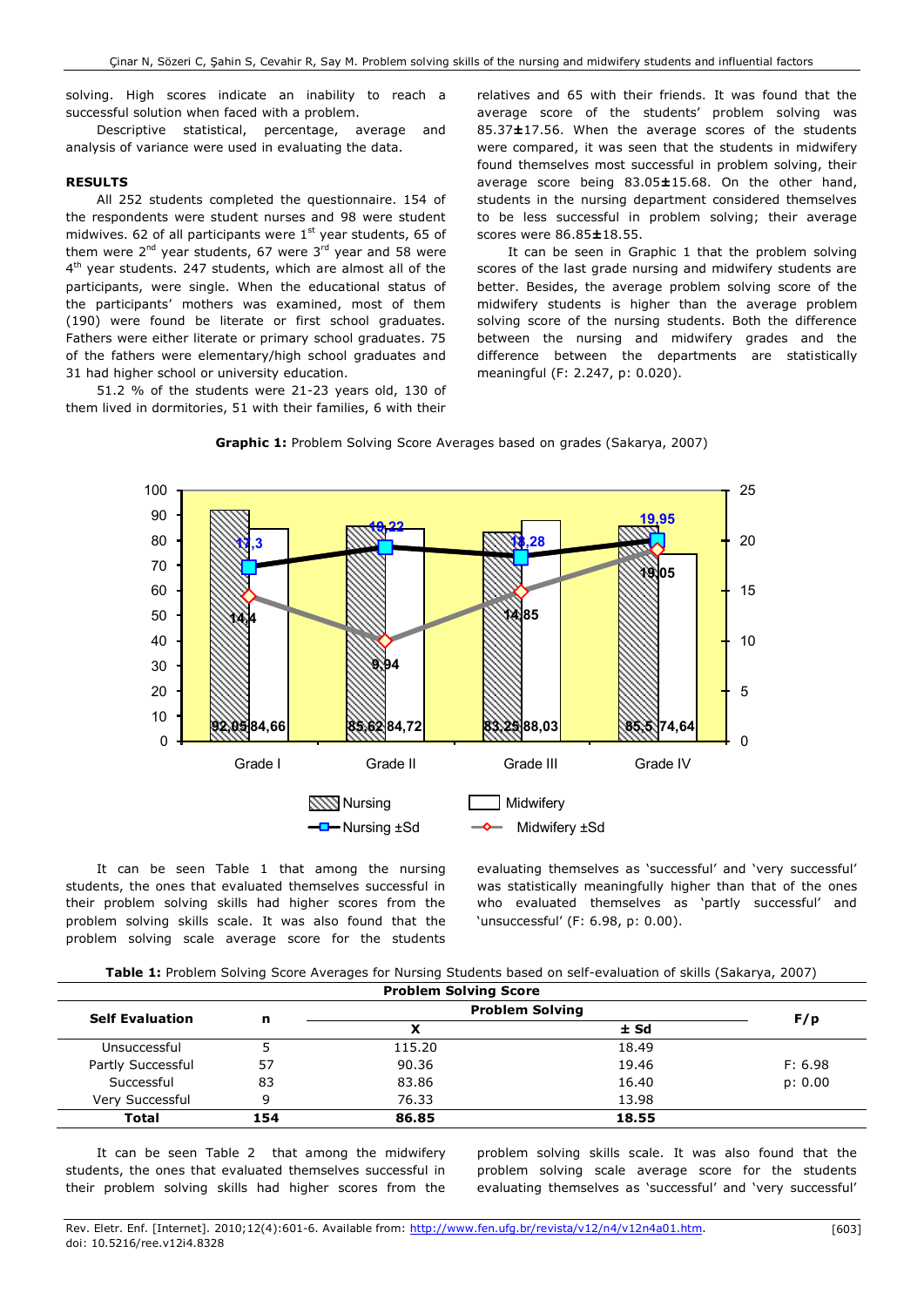solving. High scores indicate an inability to reach a successful solution when faced with a problem.

Descriptive statistical, percentage, average and analysis of variance were used in evaluating the data.

## RESULTS

All 252 students completed the questionnaire. 154 of the respondents were student nurses and 98 were student midwives. 62 of all participants were 1st year students, 65 of them were 2nd year students, 67 were 3rd year and 58 were 4th year students. 247 students, which are almost all of the participants, were single. When the educational status of the participants' mothers was examined, most of them (190) were found be literate or first school graduates. Fathers were either literate or primary school graduates. 75 of the fathers were elementary/high school graduates and 31 had higher school or university education.

51.2 % of the students were 21-23 years old, 130 of them lived in dormitories, 51 with their families, 6 with their relatives and 65 with their friends. It was found that the average score of the students' problem solving was 85.37±17.56. When the average scores of the students were compared, it was seen that the students in midwifery found themselves most successful in problem solving, their average score being 83.05±15.68. On the other hand, students in the nursing department considered themselves to be less successful in problem solving; their average scores were 86.85±18.55.

It can be seen in Graphic 1 that the problem solving scores of the last grade nursing and midwifery students are better. Besides, the average problem solving score of the midwifery students is higher than the average problem solving score of the nursing students. Both the difference between the nursing and midwifery grades and the difference between the departments are statistically meaningful (F: 2.247, p: 0.020).

**Graphic 1:** Problem Solving Score Averages based on grades (Sakarya, 2007)

| | Grade I | Grade II | Grade III | Grade IV |
|---|---|---|---|---|
| Nursing | 92,05 | 85,62 | 83,25 | 85,5 |
| Midwifery | 84,66 | 84,72 | 88,03 | 74,64 |
| Nursing ±Sd | 17,3 | 19,22 | 18,28 | 19,95 |
| Midwifery ±Sd | 14,4 | 9,94 | 14,85 | 19,05 |

It can be seen Table 1 that among the nursing students, the ones that evaluated themselves successful in their problem solving skills had higher scores from the problem solving skills scale. It was also found that the problem solving scale average score for the students evaluating themselves as 'successful' and 'very successful' was statistically meaningfully higher than that of the ones who evaluated themselves as 'partly successful' and 'unsuccessful' (F: 6.98, p: 0.00).

**Table 1:** Problem Solving Score Averages for Nursing Students based on self-evaluation of skills (Sakarya, 2007)

| Self Evaluation | n | Problem Solving Score – Problem Solving X | ± Sd | F/p |
|---|---|---|---|---|
| Unsuccessful | 5 | 115.20 | 18.49 | |
| Partly Successful | 57 | 90.36 | 19.46 | F: 6.98 |
| Successful | 83 | 83.86 | 16.40 | p: 0.00 |
| Very Successful | 9 | 76.33 | 13.98 | |
| **Total** | **154** | **86.85** | **18.55** | |

It can be seen Table 2 that among the midwifery students, the ones that evaluated themselves successful in their problem solving skills had higher scores from the problem solving skills scale. It was also found that the problem solving scale average score for the students evaluating themselves as 'successful' and 'very successful'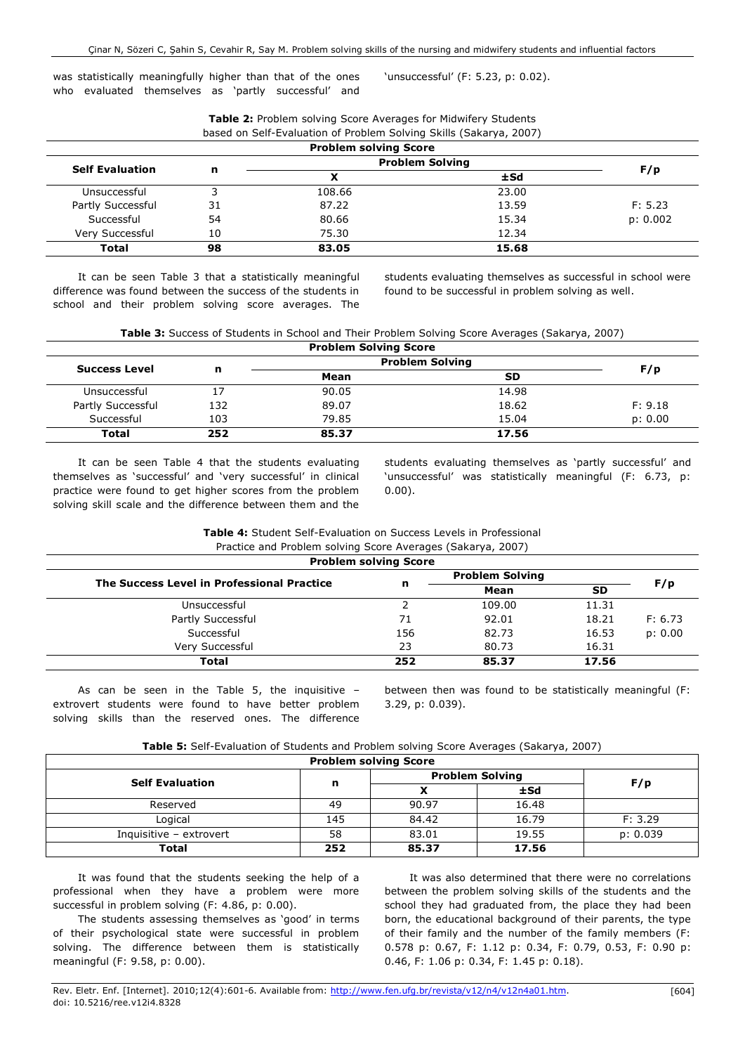was statistically meaningfully higher than that of the ones who evaluated themselves as 'partly successful' and 'unsuccessful' (F: 5.23, p: 0.02).

**Table 2:** Problem solving Score Averages for Midwifery Students based on Self-Evaluation of Problem Solving Skills (Sakarya, 2007)

| Problem solving Score | | | | |
|---|---|---|---|---|
| **Self Evaluation** | **n** | **Problem Solving** | | **F/p** |
| | | **X** | **±Sd** | |
| Unsuccessful | 3 | 108.66 | 23.00 | |
| Partly Successful | 31 | 87.22 | 13.59 | F: 5.23 |
| Successful | 54 | 80.66 | 15.34 | p: 0.002 |
| Very Successful | 10 | 75.30 | 12.34 | |
| **Total** | **98** | **83.05** | **15.68** | |

It can be seen Table 3 that a statistically meaningful difference was found between the success of the students in school and their problem solving score averages. The students evaluating themselves as successful in school were found to be successful in problem solving as well.

**Table 3:** Success of Students in School and Their Problem Solving Score Averages (Sakarya, 2007)

| Problem Solving Score | | | | |
|---|---|---|---|---|
| **Success Level** | **n** | **Problem Solving** | | **F/p** |
| | | **Mean** | **SD** | |
| Unsuccessful | 17 | 90.05 | 14.98 | |
| Partly Successful | 132 | 89.07 | 18.62 | F: 9.18 |
| Successful | 103 | 79.85 | 15.04 | p: 0.00 |
| **Total** | **252** | **85.37** | **17.56** | |

It can be seen Table 4 that the students evaluating themselves as 'successful' and 'very successful' in clinical practice were found to get higher scores from the problem solving skill scale and the difference between them and the students evaluating themselves as 'partly successful' and 'unsuccessful' was statistically meaningful (F: 6.73, p: 0.00).

**Table 4:** Student Self-Evaluation on Success Levels in Professional Practice and Problem solving Score Averages (Sakarya, 2007)

| Problem solving Score | | | | |
|---|---|---|---|---|
| **The Success Level in Professional Practice** | **n** | **Problem Solving** | | **F/p** |
| | | **Mean** | **SD** | |
| Unsuccessful | 2 | 109.00 | 11.31 | |
| Partly Successful | 71 | 92.01 | 18.21 | F: 6.73 |
| Successful | 156 | 82.73 | 16.53 | p: 0.00 |
| Very Successful | 23 | 80.73 | 16.31 | |
| **Total** | **252** | **85.37** | **17.56** | |

As can be seen in the Table 5, the inquisitive – extrovert students were found to have better problem solving skills than the reserved ones. The difference between then was found to be statistically meaningful (F: 3.29, p: 0.039).

**Table 5:** Self-Evaluation of Students and Problem solving Score Averages (Sakarya, 2007)

| Problem solving Score | | | | |
|---|---|---|---|---|
| **Self Evaluation** | **n** | **Problem Solving** | | **F/p** |
| | | **X** | **±Sd** | |
| Reserved | 49 | 90.97 | 16.48 | |
| Logical | 145 | 84.42 | 16.79 | F: 3.29 |
| Inquisitive – extrovert | 58 | 83.01 | 19.55 | p: 0.039 |
| **Total** | **252** | **85.37** | **17.56** | |

It was found that the students seeking the help of a professional when they have a problem were more successful in problem solving (F: 4.86, p: 0.00).

The students assessing themselves as 'good' in terms of their psychological state were successful in problem solving. The difference between them is statistically meaningful (F: 9.58, p: 0.00).

It was also determined that there were no correlations between the problem solving skills of the students and the school they had graduated from, the place they had been born, the educational background of their parents, the type of their family and the number of the family members (F: 0.578 p: 0.67, F: 1.12 p: 0.34, F: 0.79, 0.53, F: 0.90 p: 0.46, F: 1.06 p: 0.34, F: 1.45 p: 0.18).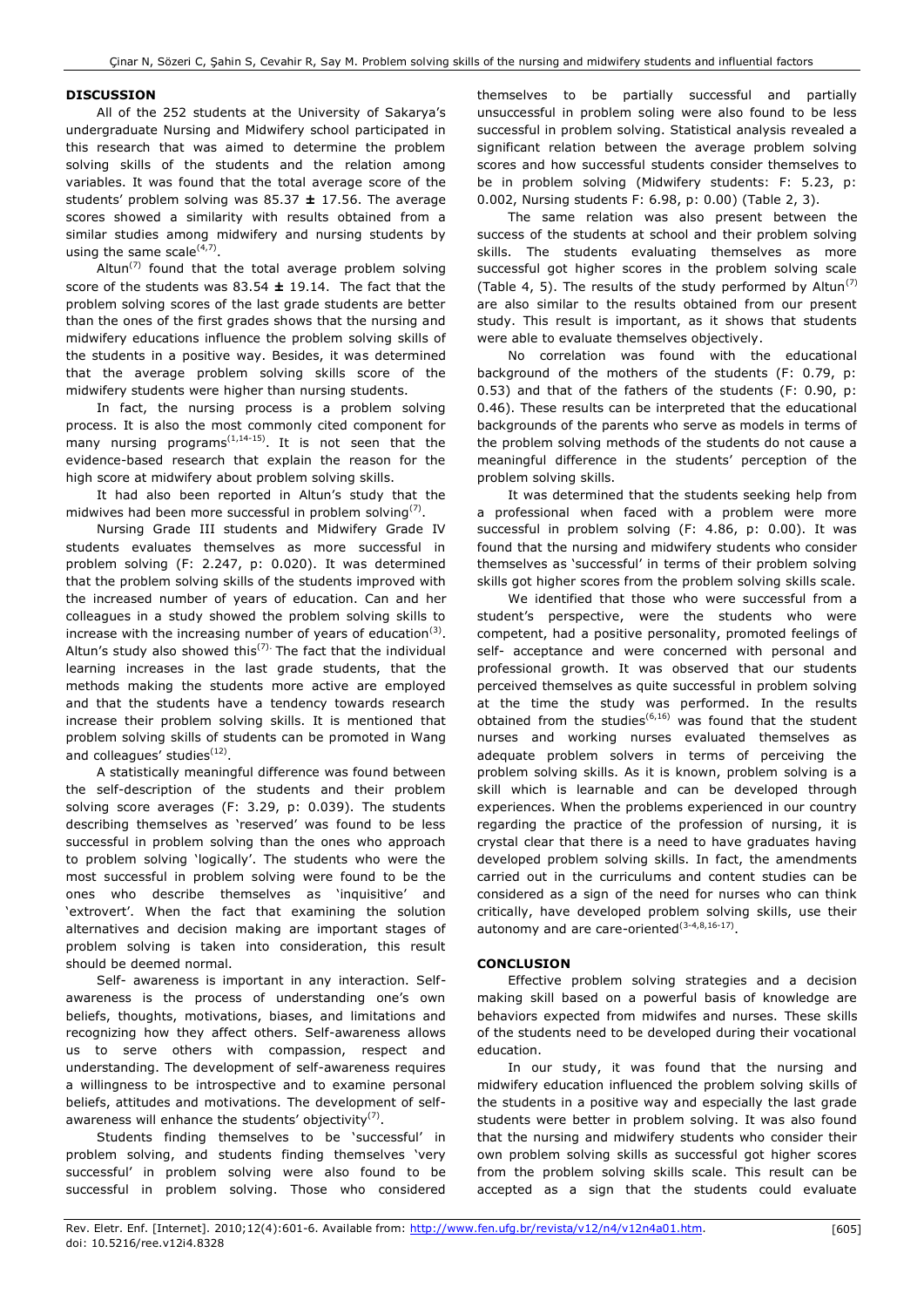## DISCUSSION

All of the 252 students at the University of Sakarya's undergraduate Nursing and Midwifery school participated in this research that was aimed to determine the problem solving skills of the students and the relation among variables. It was found that the total average score of the students' problem solving was 85.37 ± 17.56. The average scores showed a similarity with results obtained from a similar studies among midwifery and nursing students by using the same scale[4,7].

Altun[7] found that the total average problem solving score of the students was 83.54 ± 19.14. The fact that the problem solving scores of the last grade students are better than the ones of the first grades shows that the nursing and midwifery educations influence the problem solving skills of the students in a positive way. Besides, it was determined that the average problem solving skills score of the midwifery students were higher than nursing students.

In fact, the nursing process is a problem solving process. It is also the most commonly cited component for many nursing programs[1,14-15]. It is not seen that the evidence-based research that explain the reason for the high score at midwifery about problem solving skills.

It had also been reported in Altun's study that the midwives had been more successful in problem solving[7].

Nursing Grade III students and Midwifery Grade IV students evaluates themselves as more successful in problem solving (F: 2.247, p: 0.020). It was determined that the problem solving skills of the students improved with the increased number of years of education. Can and her colleagues in a study showed the problem solving skills to increase with the increasing number of years of education[3]. Altun's study also showed this[7]. The fact that the individual learning increases in the last grade students, that the methods making the students more active are employed and that the students have a tendency towards research increase their problem solving skills. It is mentioned that problem solving skills of students can be promoted in Wang and colleagues' studies[12].

A statistically meaningful difference was found between the self-description of the students and their problem solving score averages (F: 3.29, p: 0.039). The students describing themselves as 'reserved' was found to be less successful in problem solving than the ones who approach to problem solving 'logically'. The students who were the most successful in problem solving were found to be the ones who describe themselves as 'inquisitive' and 'extrovert'. When the fact that examining the solution alternatives and decision making are important stages of problem solving is taken into consideration, this result should be deemed normal.

Self- awareness is important in any interaction. Self-awareness is the process of understanding one's own beliefs, thoughts, motivations, biases, and limitations and recognizing how they affect others. Self-awareness allows us to serve others with compassion, respect and understanding. The development of self-awareness requires a willingness to be introspective and to examine personal beliefs, attitudes and motivations. The development of self-awareness will enhance the students' objectivity[7].

Students finding themselves to be 'successful' in problem solving, and students finding themselves 'very successful' in problem solving were also found to be successful in problem solving. Those who considered themselves to be partially successful and partially unsuccessful in problem soling were also found to be less successful in problem solving. Statistical analysis revealed a significant relation between the average problem solving scores and how successful students consider themselves to be in problem solving (Midwifery students: F: 5.23, p: 0.002, Nursing students F: 6.98, p: 0.00) (Table 2, 3).

The same relation was also present between the success of the students at school and their problem solving skills. The students evaluating themselves as more successful got higher scores in the problem solving scale (Table 4, 5). The results of the study performed by Altun[7] are also similar to the results obtained from our present study. This result is important, as it shows that students were able to evaluate themselves objectively.

No correlation was found with the educational background of the mothers of the students (F: 0.79, p: 0.53) and that of the fathers of the students (F: 0.90, p: 0.46). These results can be interpreted that the educational backgrounds of the parents who serve as models in terms of the problem solving methods of the students do not cause a meaningful difference in the students' perception of the problem solving skills.

It was determined that the students seeking help from a professional when faced with a problem were more successful in problem solving (F: 4.86, p: 0.00). It was found that the nursing and midwifery students who consider themselves as 'successful' in terms of their problem solving skills got higher scores from the problem solving skills scale.

We identified that those who were successful from a student's perspective, were the students who were competent, had a positive personality, promoted feelings of self- acceptance and were concerned with personal and professional growth. It was observed that our students perceived themselves as quite successful in problem solving at the time the study was performed. In the results obtained from the studies[6,16] was found that the student nurses and working nurses evaluated themselves as adequate problem solvers in terms of perceiving the problem solving skills. As it is known, problem solving is a skill which is learnable and can be developed through experiences. When the problems experienced in our country regarding the practice of the profession of nursing, it is crystal clear that there is a need to have graduates having developed problem solving skills. In fact, the amendments carried out in the curriculums and content studies can be considered as a sign of the need for nurses who can think critically, have developed problem solving skills, use their autonomy and are care-oriented[3-4,8,16-17].

## CONCLUSION

Effective problem solving strategies and a decision making skill based on a powerful basis of knowledge are behaviors expected from midwifes and nurses. These skills of the students need to be developed during their vocational education.

In our study, it was found that the nursing and midwifery education influenced the problem solving skills of the students in a positive way and especially the last grade students were better in problem solving. It was also found that the nursing and midwifery students who consider their own problem solving skills as successful got higher scores from the problem solving skills scale. This result can be accepted as a sign that the students could evaluate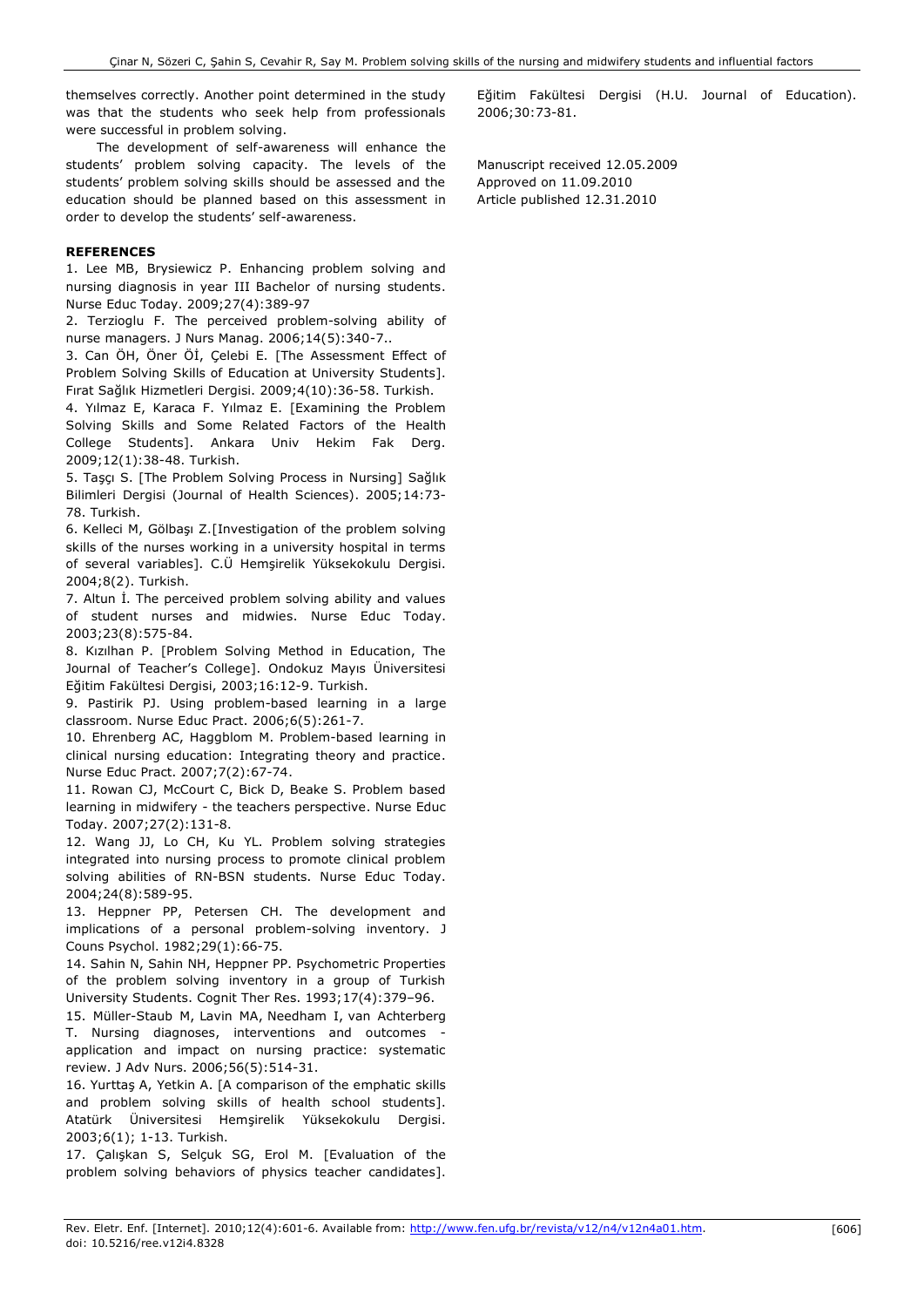themselves correctly. Another point determined in the study was that the students who seek help from professionals were successful in problem solving.

The development of self-awareness will enhance the students' problem solving capacity. The levels of the students' problem solving skills should be assessed and the education should be planned based on this assessment in order to develop the students' self-awareness.

## REFERENCES

1. Lee MB, Brysiewicz P. Enhancing problem solving and nursing diagnosis in year III Bachelor of nursing students. Nurse Educ Today. 2009;27(4):389-97
2. Terzioglu F. The perceived problem-solving ability of nurse managers. J Nurs Manag. 2006;14(5):340-7..
3. Can ÖH, Öner Öİ, Çelebi E. [The Assessment Effect of Problem Solving Skills of Education at University Students]. Fırat Sağlık Hizmetleri Dergisi. 2009;4(10):36-58. Turkish.
4. Yılmaz E, Karaca F. Yılmaz E. [Examining the Problem Solving Skills and Some Related Factors of the Health College Students]. Ankara Univ Hekim Fak Derg. 2009;12(1):38-48. Turkish.
5. Taşçı S. [The Problem Solving Process in Nursing] Sağlık Bilimleri Dergisi (Journal of Health Sciences). 2005;14:73-78. Turkish.
6. Kelleci M, Gölbaşı Z.[Investigation of the problem solving skills of the nurses working in a university hospital in terms of several variables]. C.Ü Hemşirelik Yüksekokulu Dergisi. 2004;8(2). Turkish.
7. Altun İ. The perceived problem solving ability and values of student nurses and midwies. Nurse Educ Today. 2003;23(8):575-84.
8. Kızılhan P. [Problem Solving Method in Education, The Journal of Teacher's College]. Ondokuz Mayıs Üniversitesi Eğitim Fakültesi Dergisi, 2003;16:12-9. Turkish.
9. Pastirik PJ. Using problem-based learning in a large classroom. Nurse Educ Pract. 2006;6(5):261-7.
10. Ehrenberg AC, Haggblom M. Problem-based learning in clinical nursing education: Integrating theory and practice. Nurse Educ Pract. 2007;7(2):67-74.
11. Rowan CJ, McCourt C, Bick D, Beake S. Problem based learning in midwifery - the teachers perspective. Nurse Educ Today. 2007;27(2):131-8.
12. Wang JJ, Lo CH, Ku YL. Problem solving strategies integrated into nursing process to promote clinical problem solving abilities of RN-BSN students. Nurse Educ Today. 2004;24(8):589-95.
13. Heppner PP, Petersen CH. The development and implications of a personal problem-solving inventory. J Couns Psychol. 1982;29(1):66-75.
14. Sahin N, Sahin NH, Heppner PP. Psychometric Properties of the problem solving inventory in a group of Turkish University Students. Cognit Ther Res. 1993;17(4):379–96.
15. Müller-Staub M, Lavin MA, Needham I, van Achterberg T. Nursing diagnoses, interventions and outcomes - application and impact on nursing practice: systematic review. J Adv Nurs. 2006;56(5):514-31.
16. Yurttaş A, Yetkin A. [A comparison of the emphatic skills and problem solving skills of health school students]. Atatürk Üniversitesi Hemşirelik Yüksekokulu Dergisi. 2003;6(1); 1-13. Turkish.
17. Çalışkan S, Selçuk SG, Erol M. [Evaluation of the problem solving behaviors of physics teacher candidates]. Eğitim Fakültesi Dergisi (H.U. Journal of Education). 2006;30:73-81.

Manuscript received 12.05.2009
Approved on 11.09.2010
Article published 12.31.2010